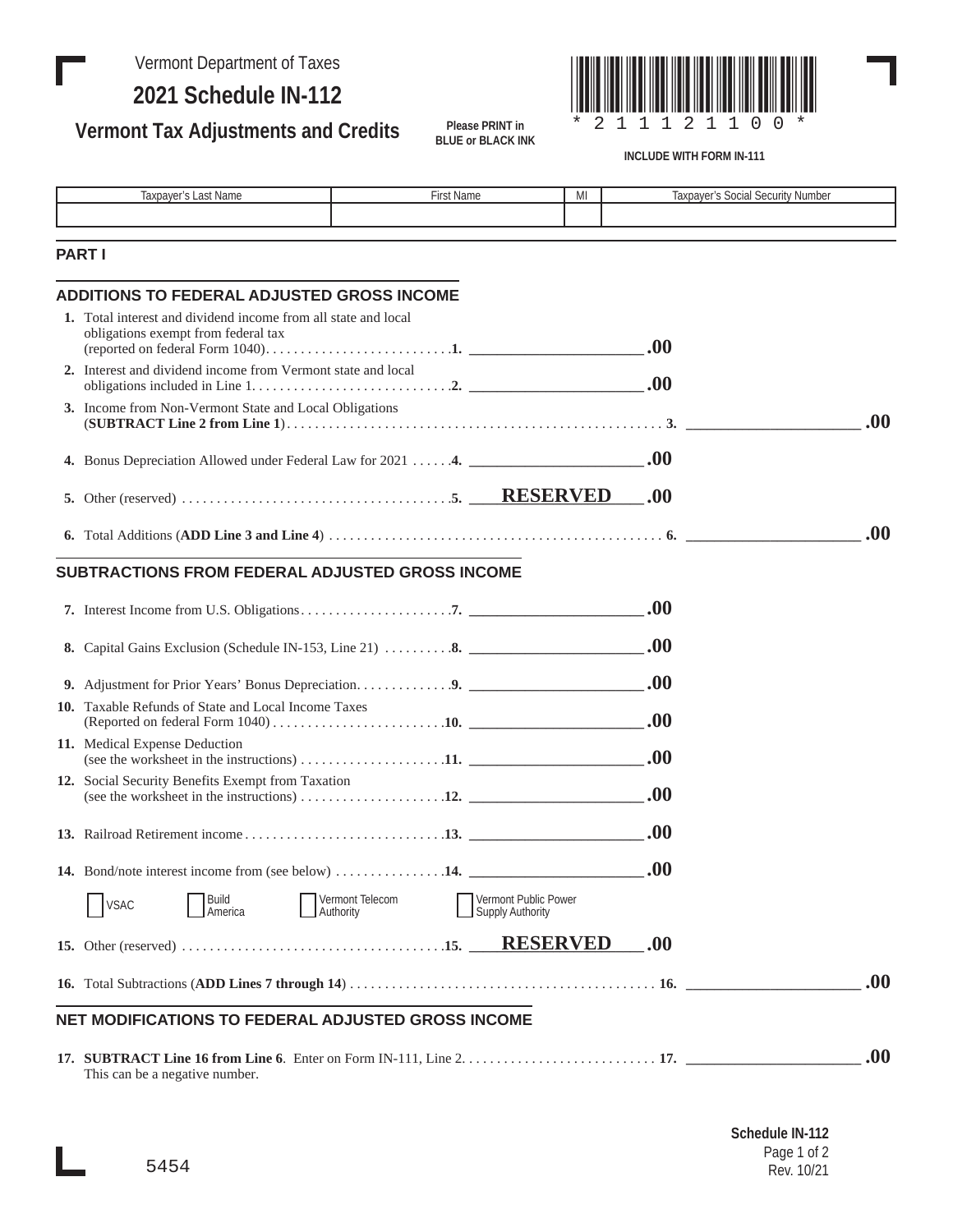Vermont Department of Taxes

# 2021 Schedule IN-112

## Vermont Tax Adjustments and Credits

Please PRINT in BLUE or BLACK INK

\* 2 1 1 1 2 1 1 0 0 \*

INCLUDE WITH FORM IN-111

| Taxpayer's Last Name | First Name | MI | Taxpayer's Social Security Number |
|---|---|---|---|
| | | | |

## PART I

### ADDITIONS TO FEDERAL ADJUSTED GROSS INCOME

**1.** Total interest and dividend income from all state and local obligations exempt from federal tax (reported on federal Form 1040) . . . . . **1.** ______________ **.00**

**2.** Interest and dividend income from Vermont state and local obligations included in Line 1 . . . . . **2.** ______________ **.00**

**3.** Income from Non-Vermont State and Local Obligations (**SUBTRACT Line 2 from Line 1**) . . . . . **3.** ______________ **.00**

**4.** Bonus Depreciation Allowed under Federal Law for 2021 . . . . . **4.** ______________ **.00**

**5.** Other (reserved) . . . . . **5.** **RESERVED** **.00**

**6.** Total Additions (**ADD Line 3 and Line 4**) . . . . . **6.** ______________ **.00**

### SUBTRACTIONS FROM FEDERAL ADJUSTED GROSS INCOME

**7.** Interest Income from U.S. Obligations . . . . . **7.** ______________ **.00**

**8.** Capital Gains Exclusion (Schedule IN-153, Line 21) . . . . . **8.** ______________ **.00**

**9.** Adjustment for Prior Years' Bonus Depreciation . . . . . **9.** ______________ **.00**

**10.** Taxable Refunds of State and Local Income Taxes (Reported on federal Form 1040) . . . . . **10.** ______________ **.00**

**11.** Medical Expense Deduction (see the worksheet in the instructions) . . . . . **11.** ______________ **.00**

**12.** Social Security Benefits Exempt from Taxation (see the worksheet in the instructions) . . . . . **12.** ______________ **.00**

**13.** Railroad Retirement income . . . . . **13.** ______________ **.00**

**14.** Bond/note interest income from (see below) . . . . . **14.** ______________ **.00**

☐ VSAC ☐ Build America ☐ Vermont Telecom Authority ☐ Vermont Public Power Supply Authority

**15.** Other (reserved) . . . . . **15.** **RESERVED** **.00**

**16.** Total Subtractions (**ADD Lines 7 through 14**) . . . . . **16.** ______________ **.00**

### NET MODIFICATIONS TO FEDERAL ADJUSTED GROSS INCOME

**17.** **SUBTRACT Line 16 from Line 6**. Enter on Form IN-111, Line 2 . . . . . **17.** ______________ **.00**
This can be a negative number.

5454

Schedule IN-112
Rev. 10/21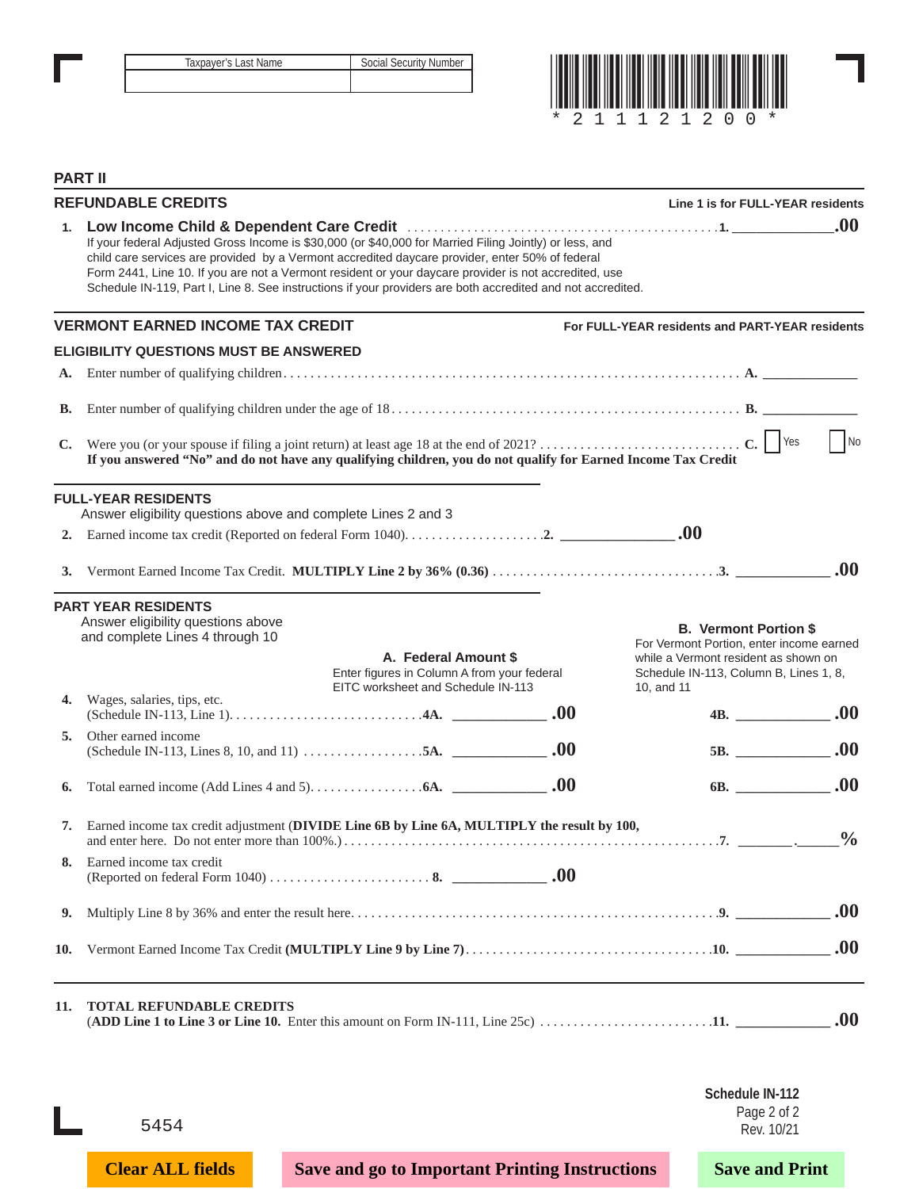| Taxpayer's Last Name | Social Security Number |
|---|---|
| | |

\* 2 1 1 1 2 1 2 0 0 \*

## PART II

### REFUNDABLE CREDITS

Line 1 is for FULL-YEAR residents

1. **Low Income Child & Dependent Care Credit** .................................................. 1. ____________ .00
   If your federal Adjusted Gross Income is $30,000 (or $40,000 for Married Filing Jointly) or less, and child care services are provided by a Vermont accredited daycare provider, enter 50% of federal Form 2441, Line 10. If you are not a Vermont resident or your daycare provider is not accredited, use Schedule IN-119, Part I, Line 8. See instructions if your providers are both accredited and not accredited.

### VERMONT EARNED INCOME TAX CREDIT

For FULL-YEAR residents and PART-YEAR residents

**ELIGIBILITY QUESTIONS MUST BE ANSWERED**

A. Enter number of qualifying children ........................................................................ A. ____________

B. Enter number of qualifying children under the age of 18 ............................................ B. ____________

C. Were you (or your spouse if filing a joint return) at least age 18 at the end of 2021? ........................ C. ☐ Yes ☐ No
   **If you answered "No" and do not have any qualifying children, you do not qualify for Earned Income Tax Credit**

**FULL-YEAR RESIDENTS**

Answer eligibility questions above and complete Lines 2 and 3

2. Earned income tax credit (Reported on federal Form 1040)..................... 2. ____________ .00

3. Vermont Earned Income Tax Credit. **MULTIPLY Line 2 by 36% (0.36)** ................................. 3. ____________ .00

**PART YEAR RESIDENTS**

Answer eligibility questions above and complete Lines 4 through 10

| | A. Federal Amount $<br>Enter figures in Column A from your federal EITC worksheet and Schedule IN-113 | B. Vermont Portion $<br>For Vermont Portion, enter income earned while a Vermont resident as shown on Schedule IN-113, Column B, Lines 1, 8, 10, and 11 |
|---|---|---|
| 4. Wages, salaries, tips, etc. (Schedule IN-113, Line 1) | 4A. ____________ .00 | 4B. ____________ .00 |
| 5. Other earned income (Schedule IN-113, Lines 8, 10, and 11) | 5A. ____________ .00 | 5B. ____________ .00 |
| 6. Total earned income (Add Lines 4 and 5) | 6A. ____________ .00 | 6B. ____________ .00 |

7. Earned income tax credit adjustment (**DIVIDE Line 6B by Line 6A, MULTIPLY the result by 100,** and enter here. Do not enter more than 100%.) ........................................................ 7. ______.______%

8. Earned income tax credit (Reported on federal Form 1040) ........................ 8. ____________ .00

9. Multiply Line 8 by 36% and enter the result here ........................................................ 9. ____________ .00

10. Vermont Earned Income Tax Credit **(MULTIPLY Line 9 by Line 7)** ...................................... 10. ____________ .00

11. **TOTAL REFUNDABLE CREDITS**
    (**ADD Line 1 to Line 3 or Line 10.** Enter this amount on Form IN-111, Line 25c) .......................... 11. ____________ .00

5454

Schedule IN-112
Rev. 10/21

Clear ALL fields | Save and go to Important Printing Instructions | Save and Print